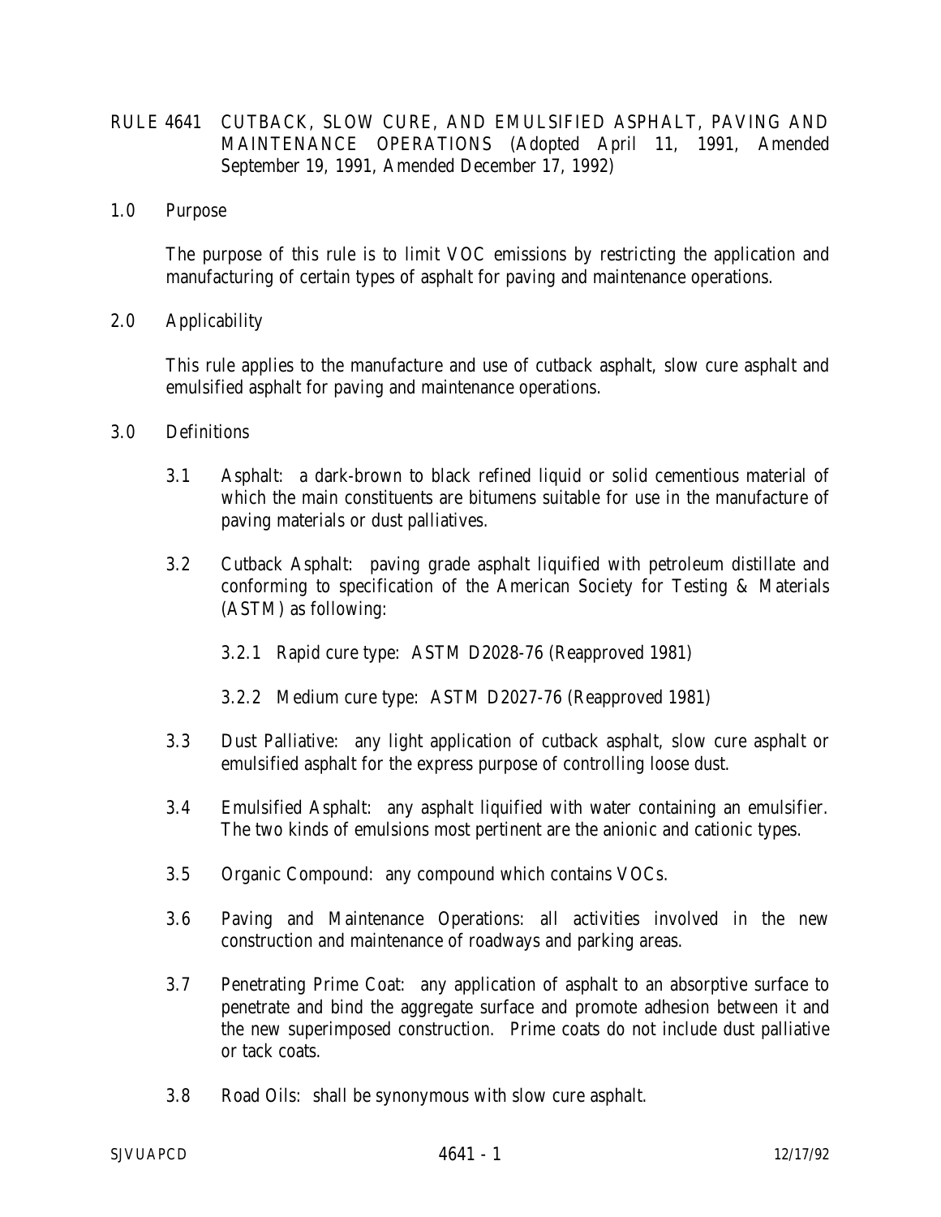# RULE 4641 CUTBACK, SLOW CURE, AND EMULSIFIED ASPHALT, PAVING AND MAINTENANCE OPERATIONS (Adopted April 11, 1991, Amended September 19, 1991, Amended December 17, 1992)

## 1.0 Purpose

The purpose of this rule is to limit VOC emissions by restricting the application and manufacturing of certain types of asphalt for paving and maintenance operations.

## 2.0 Applicability

This rule applies to the manufacture and use of cutback asphalt, slow cure asphalt and emulsified asphalt for paving and maintenance operations.

## 3.0 Definitions

3.1 Asphalt: a dark-brown to black refined liquid or solid cementious material of which the main constituents are bitumens suitable for use in the manufacture of paving materials or dust palliatives.

3.2 Cutback Asphalt: paving grade asphalt liquified with petroleum distillate and conforming to specification of the American Society for Testing & Materials (ASTM) as following:

3.2.1 Rapid cure type: ASTM D2028-76 (Reapproved 1981)

3.2.2 Medium cure type: ASTM D2027-76 (Reapproved 1981)

3.3 Dust Palliative: any light application of cutback asphalt, slow cure asphalt or emulsified asphalt for the express purpose of controlling loose dust.

3.4 Emulsified Asphalt: any asphalt liquified with water containing an emulsifier. The two kinds of emulsions most pertinent are the anionic and cationic types.

3.5 Organic Compound: any compound which contains VOCs.

3.6 Paving and Maintenance Operations: all activities involved in the new construction and maintenance of roadways and parking areas.

3.7 Penetrating Prime Coat: any application of asphalt to an absorptive surface to penetrate and bind the aggregate surface and promote adhesion between it and the new superimposed construction. Prime coats do not include dust palliative or tack coats.

3.8 Road Oils: shall be synonymous with slow cure asphalt.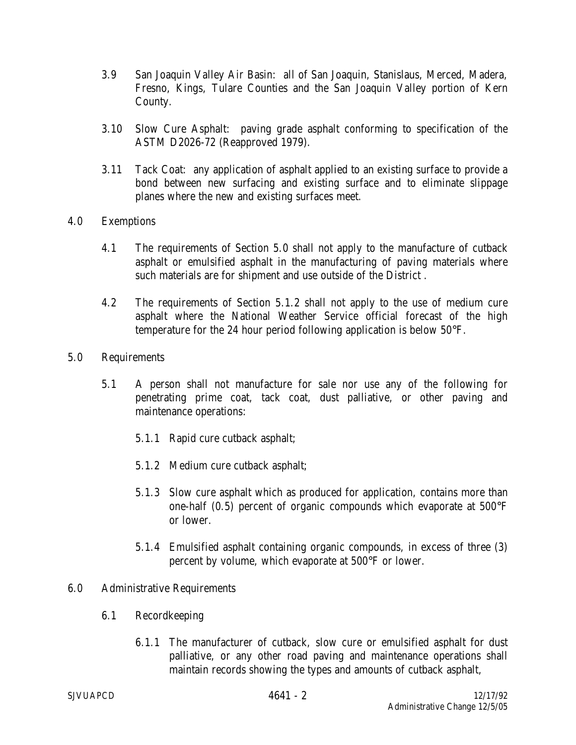3.9 San Joaquin Valley Air Basin: all of San Joaquin, Stanislaus, Merced, Madera, Fresno, Kings, Tulare Counties and the San Joaquin Valley portion of Kern County.

3.10 Slow Cure Asphalt: paving grade asphalt conforming to specification of the ASTM D2026-72 (Reapproved 1979).

3.11 Tack Coat: any application of asphalt applied to an existing surface to provide a bond between new surfacing and existing surface and to eliminate slippage planes where the new and existing surfaces meet.

## 4.0 Exemptions

4.1 The requirements of Section 5.0 shall not apply to the manufacture of cutback asphalt or emulsified asphalt in the manufacturing of paving materials where such materials are for shipment and use outside of the District .

4.2 The requirements of Section 5.1.2 shall not apply to the use of medium cure asphalt where the National Weather Service official forecast of the high temperature for the 24 hour period following application is below 50°F.

## 5.0 Requirements

5.1 A person shall not manufacture for sale nor use any of the following for penetrating prime coat, tack coat, dust palliative, or other paving and maintenance operations:

5.1.1 Rapid cure cutback asphalt;

5.1.2 Medium cure cutback asphalt;

5.1.3 Slow cure asphalt which as produced for application, contains more than one-half (0.5) percent of organic compounds which evaporate at 500°F or lower.

5.1.4 Emulsified asphalt containing organic compounds, in excess of three (3) percent by volume, which evaporate at 500°F or lower.

## 6.0 Administrative Requirements

6.1 Recordkeeping

6.1.1 The manufacturer of cutback, slow cure or emulsified asphalt for dust palliative, or any other road paving and maintenance operations shall maintain records showing the types and amounts of cutback asphalt,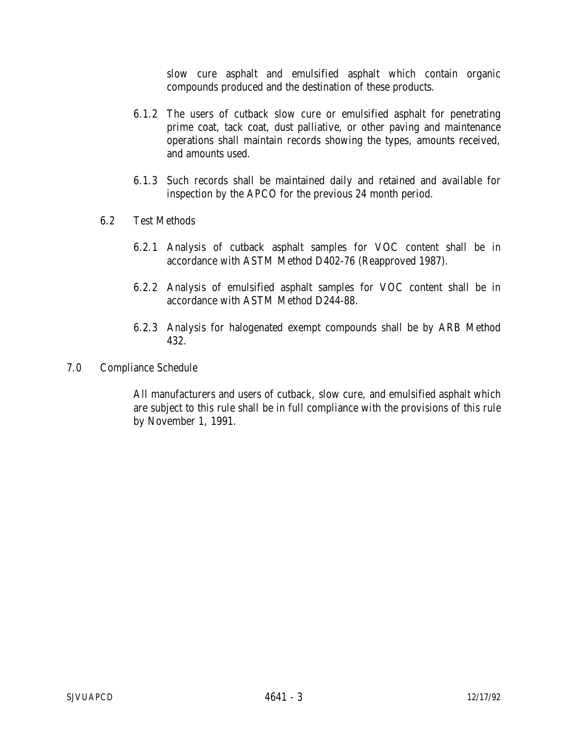slow cure asphalt and emulsified asphalt which contain organic compounds produced and the destination of these products.

6.1.2 The users of cutback slow cure or emulsified asphalt for penetrating prime coat, tack coat, dust palliative, or other paving and maintenance operations shall maintain records showing the types, amounts received, and amounts used.

6.1.3 Such records shall be maintained daily and retained and available for inspection by the APCO for the previous 24 month period.

6.2 Test Methods

6.2.1 Analysis of cutback asphalt samples for VOC content shall be in accordance with ASTM Method D402-76 (Reapproved 1987).

6.2.2 Analysis of emulsified asphalt samples for VOC content shall be in accordance with ASTM Method D244-88.

6.2.3 Analysis for halogenated exempt compounds shall be by ARB Method 432.

## 7.0 Compliance Schedule

All manufacturers and users of cutback, slow cure, and emulsified asphalt which are subject to this rule shall be in full compliance with the provisions of this rule by November 1, 1991.